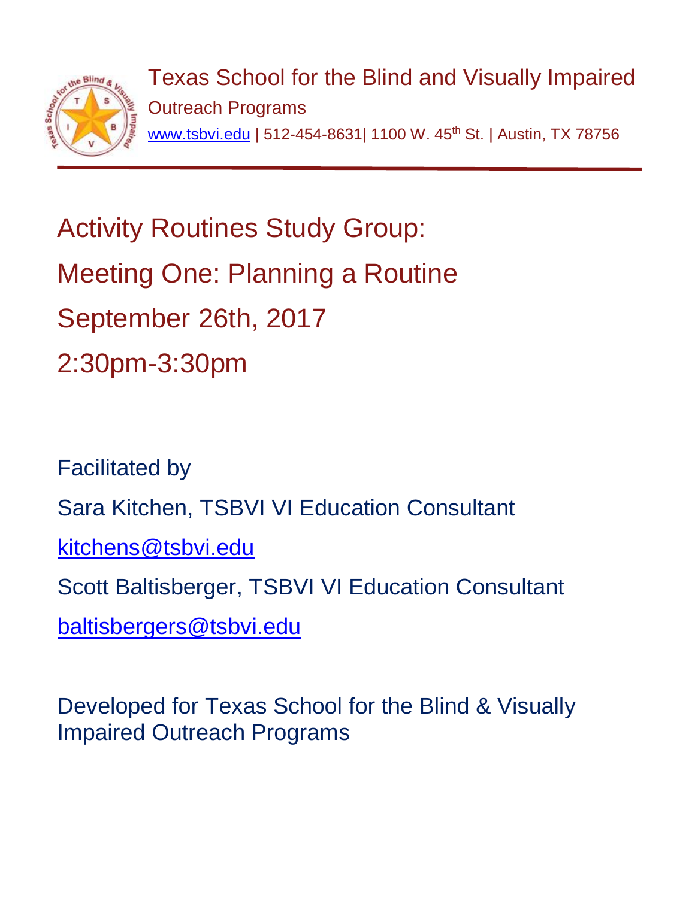Texas School for the Blind and Visually Impaired

Outreach Programs

www.tsbvi.edu | 512-454-8631| 1100 W. 45th St. | Austin, TX 78756

# Activity Routines Study Group:

# Meeting One: Planning a Routine

# September 26th, 2017

# 2:30pm-3:30pm

Facilitated by

Sara Kitchen, TSBVI VI Education Consultant

kitchens@tsbvi.edu

Scott Baltisberger, TSBVI VI Education Consultant

baltisbergers@tsbvi.edu

Developed for Texas School for the Blind & Visually Impaired Outreach Programs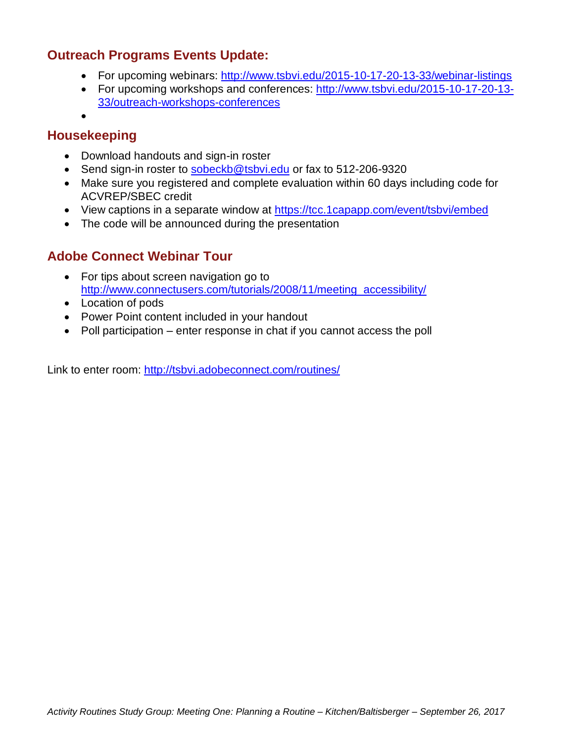## Outreach Programs Events Update:

- For upcoming webinars: http://www.tsbvi.edu/2015-10-17-20-13-33/webinar-listings
- For upcoming workshops and conferences: http://www.tsbvi.edu/2015-10-17-20-13-33/outreach-workshops-conferences
- 

## Housekeeping

- Download handouts and sign-in roster
- Send sign-in roster to sobeckb@tsbvi.edu or fax to 512-206-9320
- Make sure you registered and complete evaluation within 60 days including code for ACVREP/SBEC credit
- View captions in a separate window at https://tcc.1capapp.com/event/tsbvi/embed
- The code will be announced during the presentation

## Adobe Connect Webinar Tour

- For tips about screen navigation go to http://www.connectusers.com/tutorials/2008/11/meeting_accessibility/
- Location of pods
- Power Point content included in your handout
- Poll participation – enter response in chat if you cannot access the poll

Link to enter room: http://tsbvi.adobeconnect.com/routines/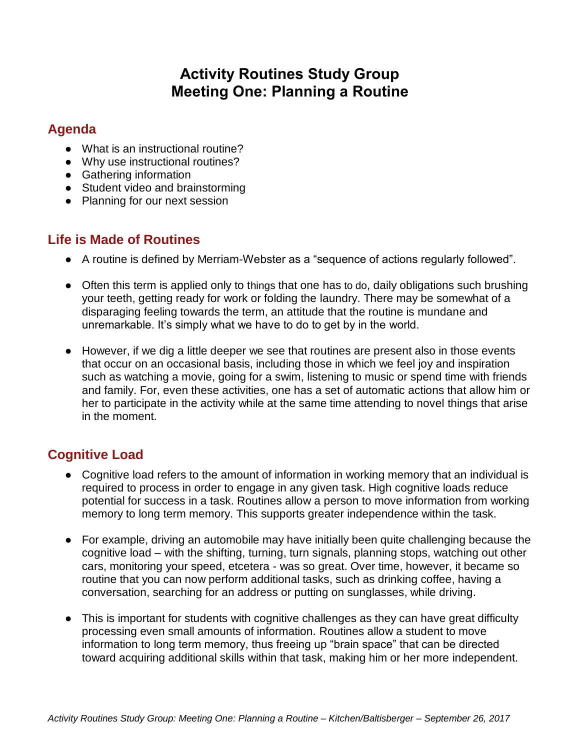# Activity Routines Study Group
# Meeting One: Planning a Routine

## Agenda

- What is an instructional routine?
- Why use instructional routines?
- Gathering information
- Student video and brainstorming
- Planning for our next session

## Life is Made of Routines

- A routine is defined by Merriam-Webster as a "sequence of actions regularly followed".
- Often this term is applied only to things that one has to do, daily obligations such brushing your teeth, getting ready for work or folding the laundry. There may be somewhat of a disparaging feeling towards the term, an attitude that the routine is mundane and unremarkable. It's simply what we have to do to get by in the world.
- However, if we dig a little deeper we see that routines are present also in those events that occur on an occasional basis, including those in which we feel joy and inspiration such as watching a movie, going for a swim, listening to music or spend time with friends and family. For, even these activities, one has a set of automatic actions that allow him or her to participate in the activity while at the same time attending to novel things that arise in the moment.

## Cognitive Load

- Cognitive load refers to the amount of information in working memory that an individual is required to process in order to engage in any given task. High cognitive loads reduce potential for success in a task. Routines allow a person to move information from working memory to long term memory. This supports greater independence within the task.
- For example, driving an automobile may have initially been quite challenging because the cognitive load – with the shifting, turning, turn signals, planning stops, watching out other cars, monitoring your speed, etcetera - was so great. Over time, however, it became so routine that you can now perform additional tasks, such as drinking coffee, having a conversation, searching for an address or putting on sunglasses, while driving.
- This is important for students with cognitive challenges as they can have great difficulty processing even small amounts of information. Routines allow a student to move information to long term memory, thus freeing up "brain space" that can be directed toward acquiring additional skills within that task, making him or her more independent.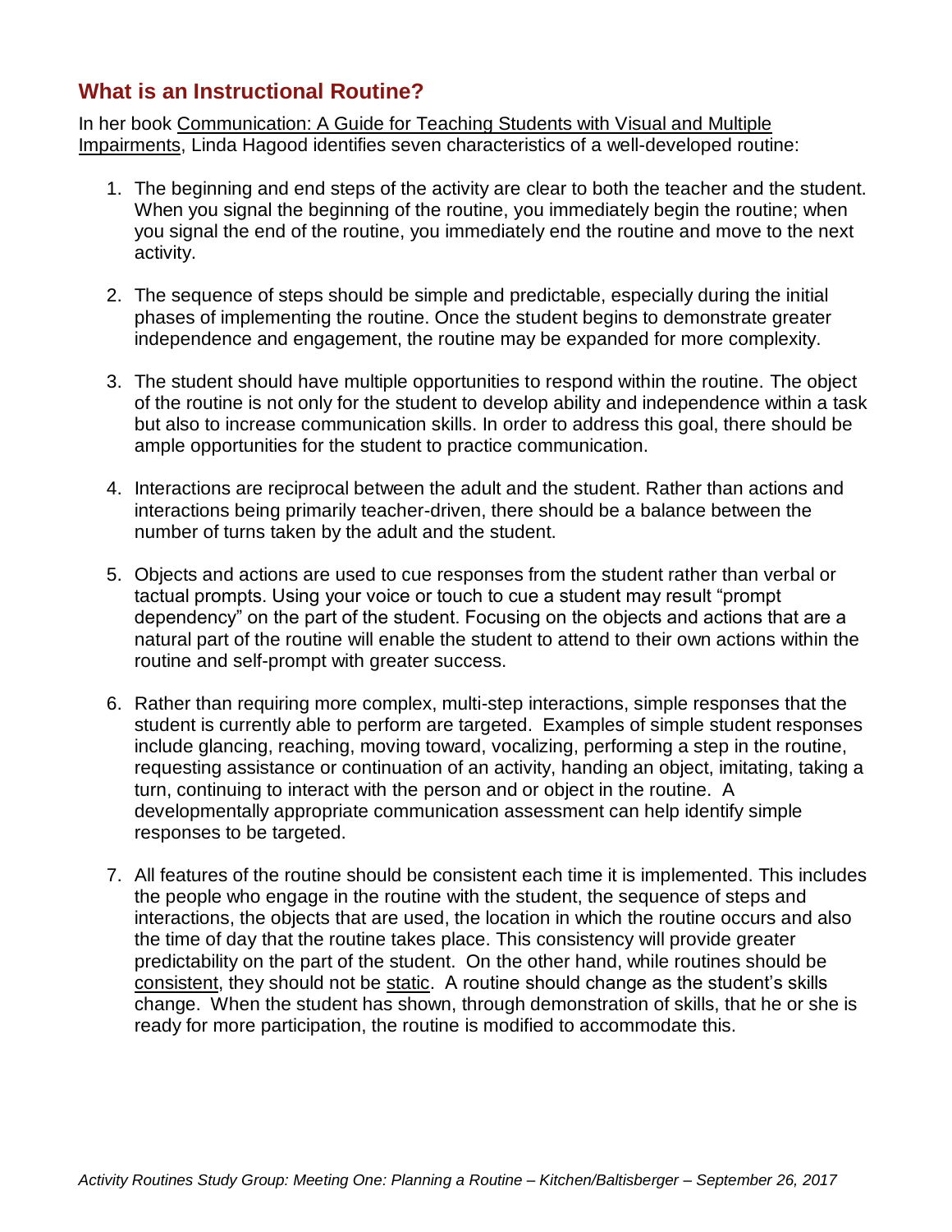## What is an Instructional Routine?

In her book Communication: A Guide for Teaching Students with Visual and Multiple Impairments, Linda Hagood identifies seven characteristics of a well-developed routine:

1. The beginning and end steps of the activity are clear to both the teacher and the student. When you signal the beginning of the routine, you immediately begin the routine; when you signal the end of the routine, you immediately end the routine and move to the next activity.

2. The sequence of steps should be simple and predictable, especially during the initial phases of implementing the routine. Once the student begins to demonstrate greater independence and engagement, the routine may be expanded for more complexity.

3. The student should have multiple opportunities to respond within the routine. The object of the routine is not only for the student to develop ability and independence within a task but also to increase communication skills. In order to address this goal, there should be ample opportunities for the student to practice communication.

4. Interactions are reciprocal between the adult and the student. Rather than actions and interactions being primarily teacher-driven, there should be a balance between the number of turns taken by the adult and the student.

5. Objects and actions are used to cue responses from the student rather than verbal or tactual prompts. Using your voice or touch to cue a student may result "prompt dependency" on the part of the student. Focusing on the objects and actions that are a natural part of the routine will enable the student to attend to their own actions within the routine and self-prompt with greater success.

6. Rather than requiring more complex, multi-step interactions, simple responses that the student is currently able to perform are targeted. Examples of simple student responses include glancing, reaching, moving toward, vocalizing, performing a step in the routine, requesting assistance or continuation of an activity, handing an object, imitating, taking a turn, continuing to interact with the person and or object in the routine. A developmentally appropriate communication assessment can help identify simple responses to be targeted.

7. All features of the routine should be consistent each time it is implemented. This includes the people who engage in the routine with the student, the sequence of steps and interactions, the objects that are used, the location in which the routine occurs and also the time of day that the routine takes place. This consistency will provide greater predictability on the part of the student. On the other hand, while routines should be consistent, they should not be static. A routine should change as the student's skills change. When the student has shown, through demonstration of skills, that he or she is ready for more participation, the routine is modified to accommodate this.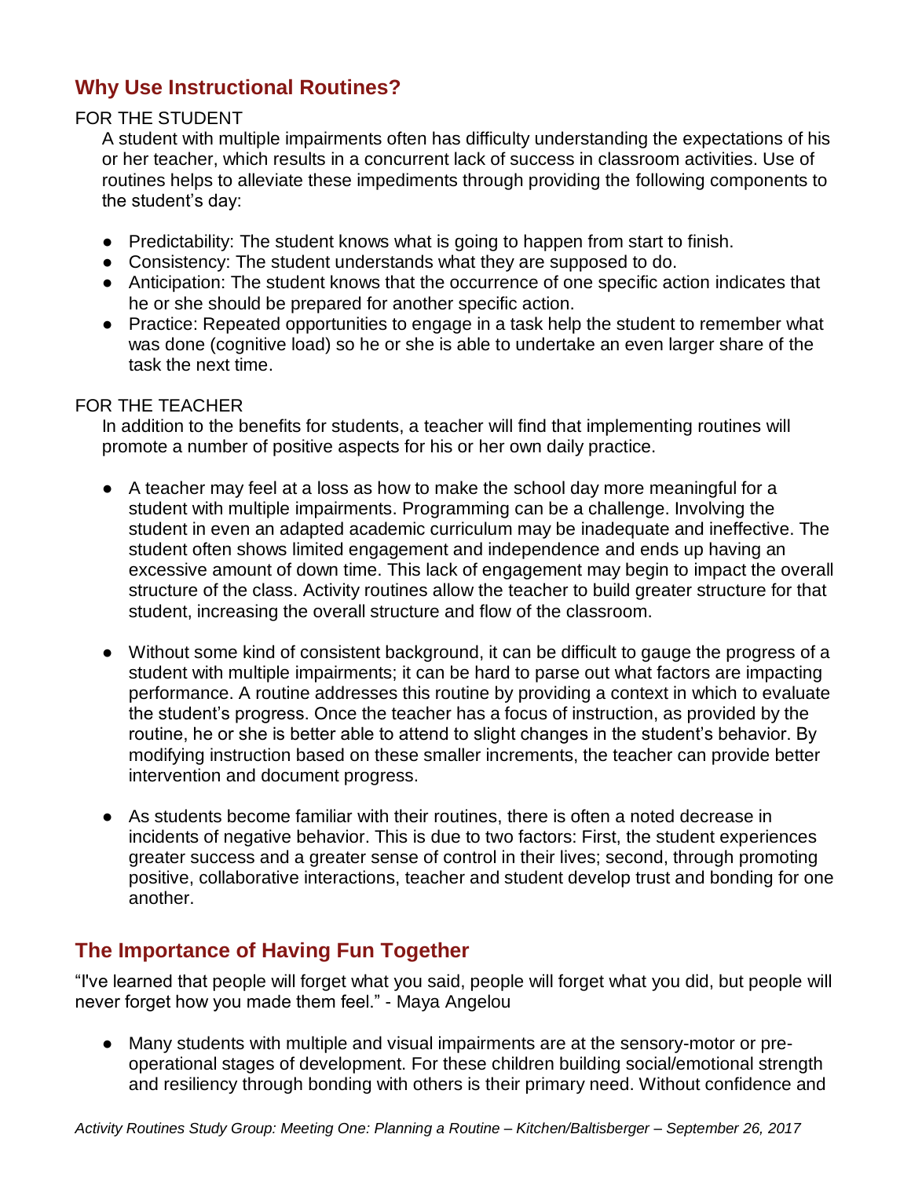## Why Use Instructional Routines?

FOR THE STUDENT

A student with multiple impairments often has difficulty understanding the expectations of his or her teacher, which results in a concurrent lack of success in classroom activities. Use of routines helps to alleviate these impediments through providing the following components to the student's day:

- Predictability: The student knows what is going to happen from start to finish.
- Consistency: The student understands what they are supposed to do.
- Anticipation: The student knows that the occurrence of one specific action indicates that he or she should be prepared for another specific action.
- Practice: Repeated opportunities to engage in a task help the student to remember what was done (cognitive load) so he or she is able to undertake an even larger share of the task the next time.

FOR THE TEACHER

In addition to the benefits for students, a teacher will find that implementing routines will promote a number of positive aspects for his or her own daily practice.

- A teacher may feel at a loss as how to make the school day more meaningful for a student with multiple impairments. Programming can be a challenge. Involving the student in even an adapted academic curriculum may be inadequate and ineffective. The student often shows limited engagement and independence and ends up having an excessive amount of down time. This lack of engagement may begin to impact the overall structure of the class. Activity routines allow the teacher to build greater structure for that student, increasing the overall structure and flow of the classroom.

- Without some kind of consistent background, it can be difficult to gauge the progress of a student with multiple impairments; it can be hard to parse out what factors are impacting performance. A routine addresses this routine by providing a context in which to evaluate the student's progress. Once the teacher has a focus of instruction, as provided by the routine, he or she is better able to attend to slight changes in the student's behavior. By modifying instruction based on these smaller increments, the teacher can provide better intervention and document progress.

- As students become familiar with their routines, there is often a noted decrease in incidents of negative behavior. This is due to two factors: First, the student experiences greater success and a greater sense of control in their lives; second, through promoting positive, collaborative interactions, teacher and student develop trust and bonding for one another.

## The Importance of Having Fun Together

"I've learned that people will forget what you said, people will forget what you did, but people will never forget how you made them feel." - Maya Angelou

- Many students with multiple and visual impairments are at the sensory-motor or pre-operational stages of development. For these children building social/emotional strength and resiliency through bonding with others is their primary need. Without confidence and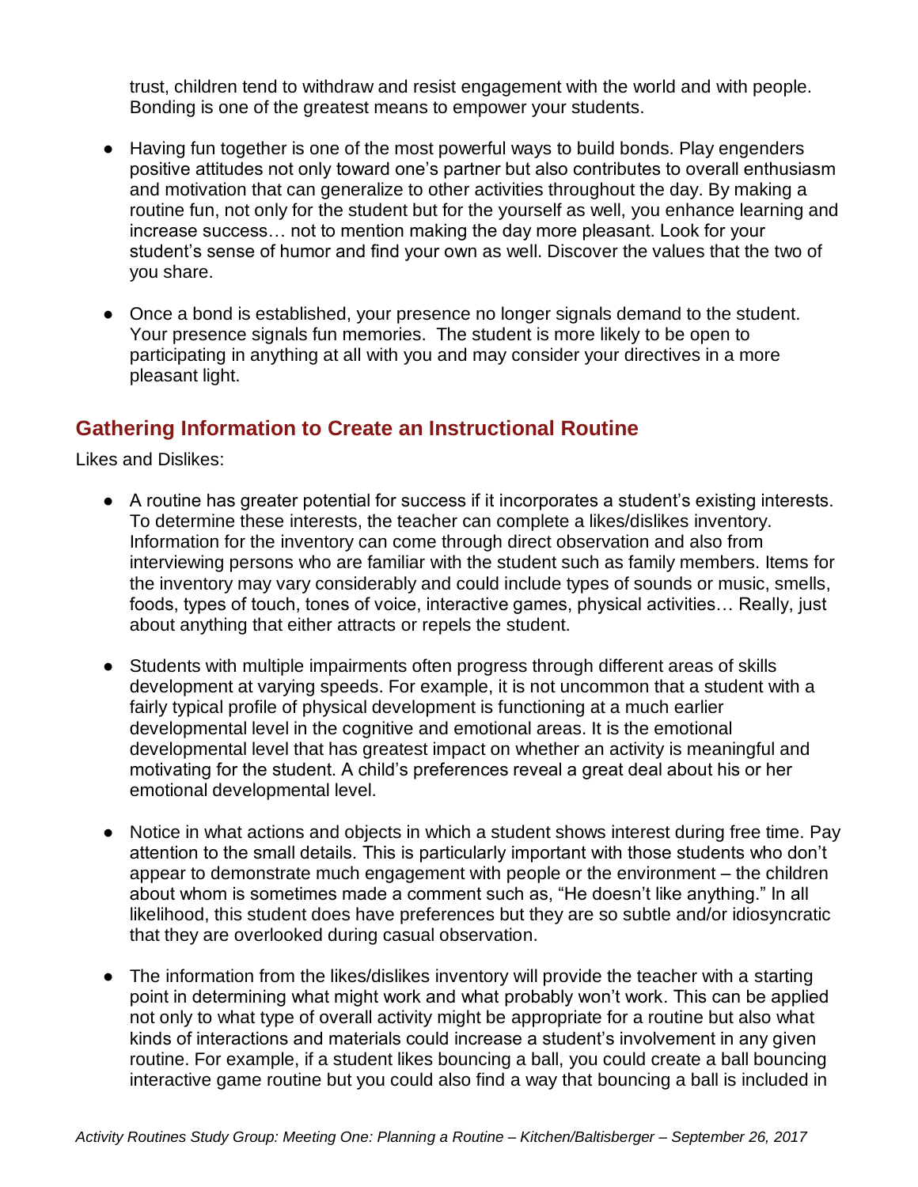trust, children tend to withdraw and resist engagement with the world and with people. Bonding is one of the greatest means to empower your students.

- Having fun together is one of the most powerful ways to build bonds. Play engenders positive attitudes not only toward one's partner but also contributes to overall enthusiasm and motivation that can generalize to other activities throughout the day. By making a routine fun, not only for the student but for the yourself as well, you enhance learning and increase success… not to mention making the day more pleasant. Look for your student's sense of humor and find your own as well. Discover the values that the two of you share.

- Once a bond is established, your presence no longer signals demand to the student. Your presence signals fun memories. The student is more likely to be open to participating in anything at all with you and may consider your directives in a more pleasant light.

## Gathering Information to Create an Instructional Routine

Likes and Dislikes:

- A routine has greater potential for success if it incorporates a student's existing interests. To determine these interests, the teacher can complete a likes/dislikes inventory. Information for the inventory can come through direct observation and also from interviewing persons who are familiar with the student such as family members. Items for the inventory may vary considerably and could include types of sounds or music, smells, foods, types of touch, tones of voice, interactive games, physical activities… Really, just about anything that either attracts or repels the student.

- Students with multiple impairments often progress through different areas of skills development at varying speeds. For example, it is not uncommon that a student with a fairly typical profile of physical development is functioning at a much earlier developmental level in the cognitive and emotional areas. It is the emotional developmental level that has greatest impact on whether an activity is meaningful and motivating for the student. A child's preferences reveal a great deal about his or her emotional developmental level.

- Notice in what actions and objects in which a student shows interest during free time. Pay attention to the small details. This is particularly important with those students who don't appear to demonstrate much engagement with people or the environment – the children about whom is sometimes made a comment such as, "He doesn't like anything." In all likelihood, this student does have preferences but they are so subtle and/or idiosyncratic that they are overlooked during casual observation.

- The information from the likes/dislikes inventory will provide the teacher with a starting point in determining what might work and what probably won't work. This can be applied not only to what type of overall activity might be appropriate for a routine but also what kinds of interactions and materials could increase a student's involvement in any given routine. For example, if a student likes bouncing a ball, you could create a ball bouncing interactive game routine but you could also find a way that bouncing a ball is included in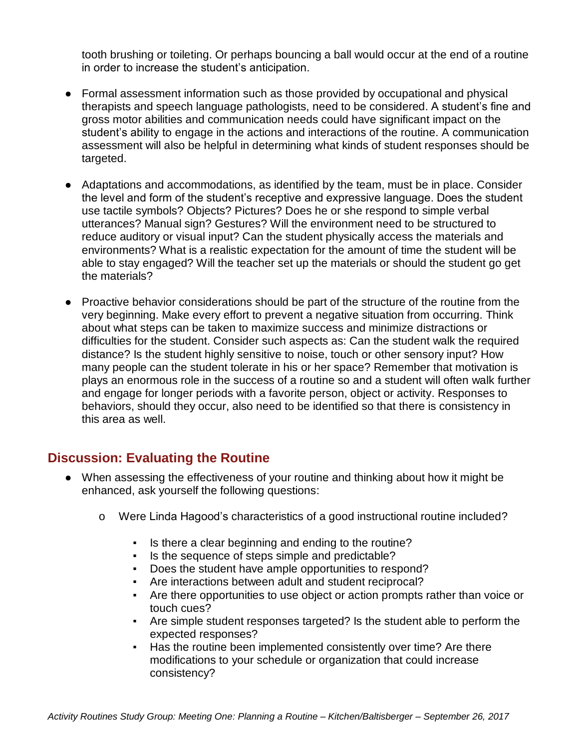tooth brushing or toileting. Or perhaps bouncing a ball would occur at the end of a routine in order to increase the student's anticipation.

- Formal assessment information such as those provided by occupational and physical therapists and speech language pathologists, need to be considered. A student's fine and gross motor abilities and communication needs could have significant impact on the student's ability to engage in the actions and interactions of the routine. A communication assessment will also be helpful in determining what kinds of student responses should be targeted.

- Adaptations and accommodations, as identified by the team, must be in place. Consider the level and form of the student's receptive and expressive language. Does the student use tactile symbols? Objects? Pictures? Does he or she respond to simple verbal utterances? Manual sign? Gestures? Will the environment need to be structured to reduce auditory or visual input? Can the student physically access the materials and environments? What is a realistic expectation for the amount of time the student will be able to stay engaged? Will the teacher set up the materials or should the student go get the materials?

- Proactive behavior considerations should be part of the structure of the routine from the very beginning. Make every effort to prevent a negative situation from occurring. Think about what steps can be taken to maximize success and minimize distractions or difficulties for the student. Consider such aspects as: Can the student walk the required distance? Is the student highly sensitive to noise, touch or other sensory input? How many people can the student tolerate in his or her space? Remember that motivation is plays an enormous role in the success of a routine so and a student will often walk further and engage for longer periods with a favorite person, object or activity. Responses to behaviors, should they occur, also need to be identified so that there is consistency in this area as well.

## Discussion: Evaluating the Routine

- When assessing the effectiveness of your routine and thinking about how it might be enhanced, ask yourself the following questions:
  - Were Linda Hagood's characteristics of a good instructional routine included?
    - Is there a clear beginning and ending to the routine?
    - Is the sequence of steps simple and predictable?
    - Does the student have ample opportunities to respond?
    - Are interactions between adult and student reciprocal?
    - Are there opportunities to use object or action prompts rather than voice or touch cues?
    - Are simple student responses targeted? Is the student able to perform the expected responses?
    - Has the routine been implemented consistently over time? Are there modifications to your schedule or organization that could increase consistency?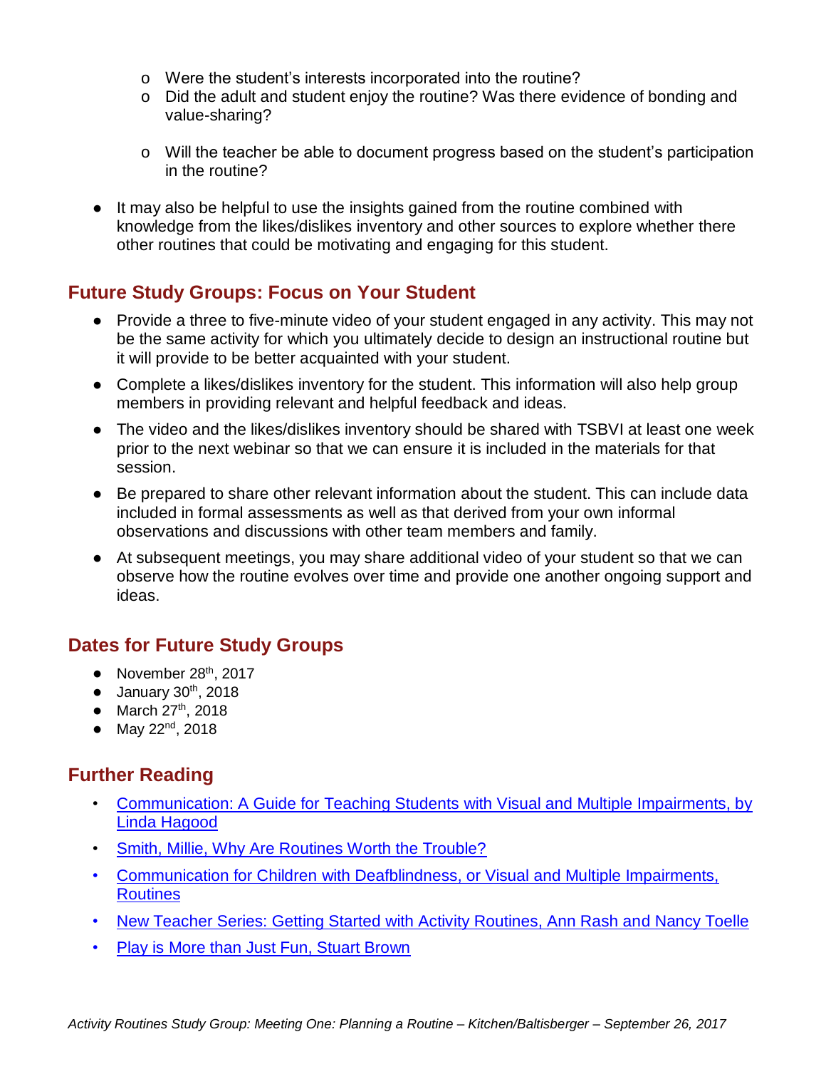- Were the student's interests incorporated into the routine?
  - Did the adult and student enjoy the routine? Was there evidence of bonding and value-sharing?
  - Will the teacher be able to document progress based on the student's participation in the routine?

- It may also be helpful to use the insights gained from the routine combined with knowledge from the likes/dislikes inventory and other sources to explore whether there other routines that could be motivating and engaging for this student.

## Future Study Groups: Focus on Your Student

- Provide a three to five-minute video of your student engaged in any activity. This may not be the same activity for which you ultimately decide to design an instructional routine but it will provide to be better acquainted with your student.
- Complete a likes/dislikes inventory for the student. This information will also help group members in providing relevant and helpful feedback and ideas.
- The video and the likes/dislikes inventory should be shared with TSBVI at least one week prior to the next webinar so that we can ensure it is included in the materials for that session.
- Be prepared to share other relevant information about the student. This can include data included in formal assessments as well as that derived from your own informal observations and discussions with other team members and family.
- At subsequent meetings, you may share additional video of your student so that we can observe how the routine evolves over time and provide one another ongoing support and ideas.

## Dates for Future Study Groups

- November 28th, 2017
- January 30th, 2018
- March 27th, 2018
- May 22nd, 2018

## Further Reading

- Communication: A Guide for Teaching Students with Visual and Multiple Impairments, by Linda Hagood
- Smith, Millie, Why Are Routines Worth the Trouble?
- Communication for Children with Deafblindness, or Visual and Multiple Impairments, Routines
- New Teacher Series: Getting Started with Activity Routines, Ann Rash and Nancy Toelle
- Play is More than Just Fun, Stuart Brown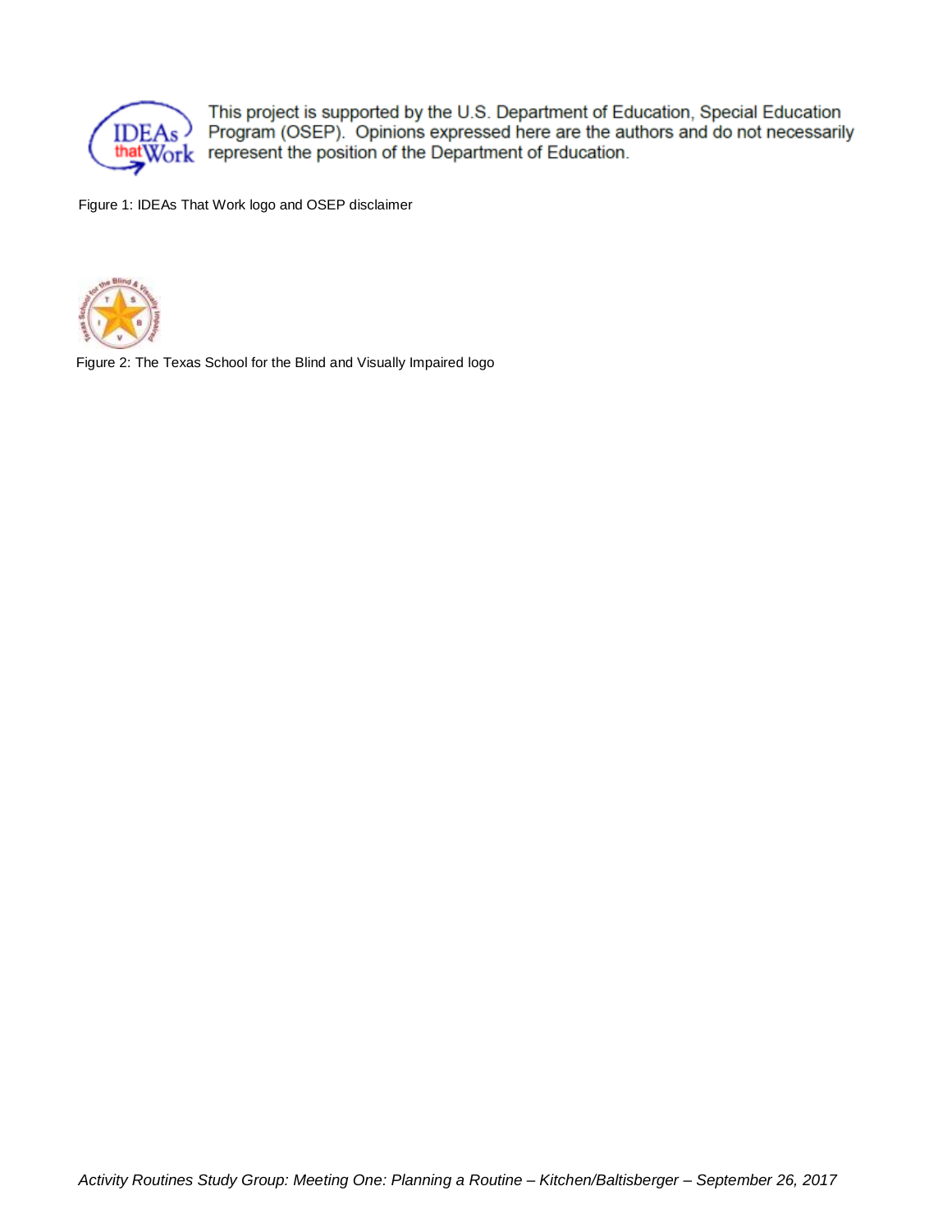This project is supported by the U.S. Department of Education, Special Education Program (OSEP). Opinions expressed here are the authors and do not necessarily represent the position of the Department of Education.

Figure 1: IDEAs That Work logo and OSEP disclaimer

Figure 2: The Texas School for the Blind and Visually Impaired logo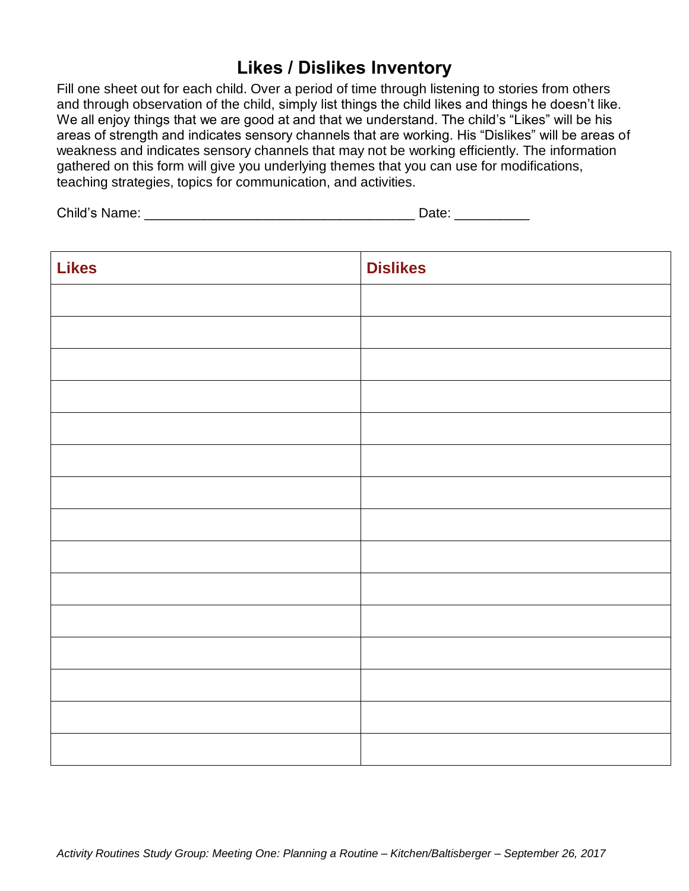# Likes / Dislikes Inventory

Fill one sheet out for each child. Over a period of time through listening to stories from others and through observation of the child, simply list things the child likes and things he doesn't like. We all enjoy things that we are good at and that we understand. The child's "Likes" will be his areas of strength and indicates sensory channels that are working. His "Dislikes" will be areas of weakness and indicates sensory channels that may not be working efficiently. The information gathered on this form will give you underlying themes that you can use for modifications, teaching strategies, topics for communication, and activities.

Child's Name: ___________________________________ Date: __________

| Likes | Dislikes |
| --- | --- |
| | |
| | |
| | |
| | |
| | |
| | |
| | |
| | |
| | |
| | |
| | |
| | |
| | |
| | |
| | |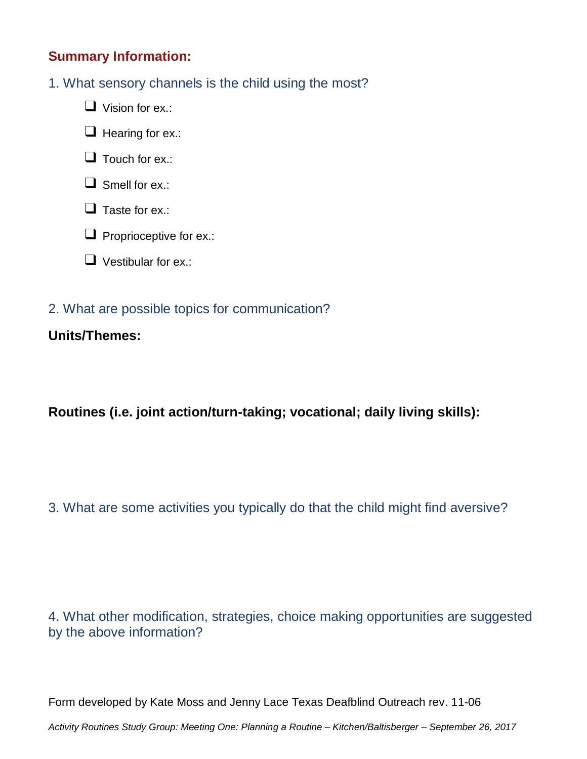## Summary Information:

1. What sensory channels is the child using the most?

- ☐ Vision for ex.:
- ☐ Hearing for ex.:
- ☐ Touch for ex.:
- ☐ Smell for ex.:
- ☐ Taste for ex.:
- ☐ Proprioceptive for ex.:
- ☐ Vestibular for ex.:

2. What are possible topics for communication?

**Units/Themes:**

**Routines (i.e. joint action/turn-taking; vocational; daily living skills):**

3. What are some activities you typically do that the child might find aversive?

4. What other modification, strategies, choice making opportunities are suggested by the above information?

Form developed by Kate Moss and Jenny Lace Texas Deafblind Outreach rev. 11-06